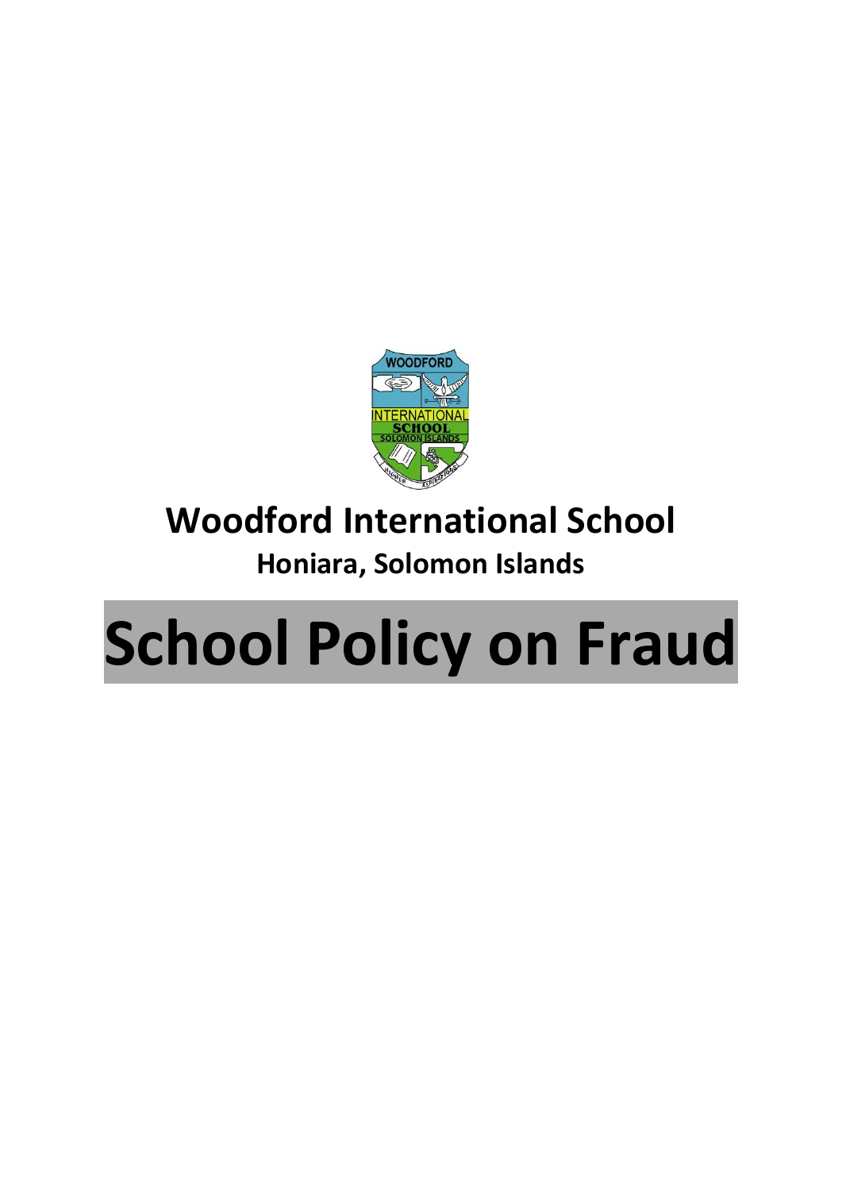# Woodford International School

## Honiara, Solomon Islands

# School Policy on Fraud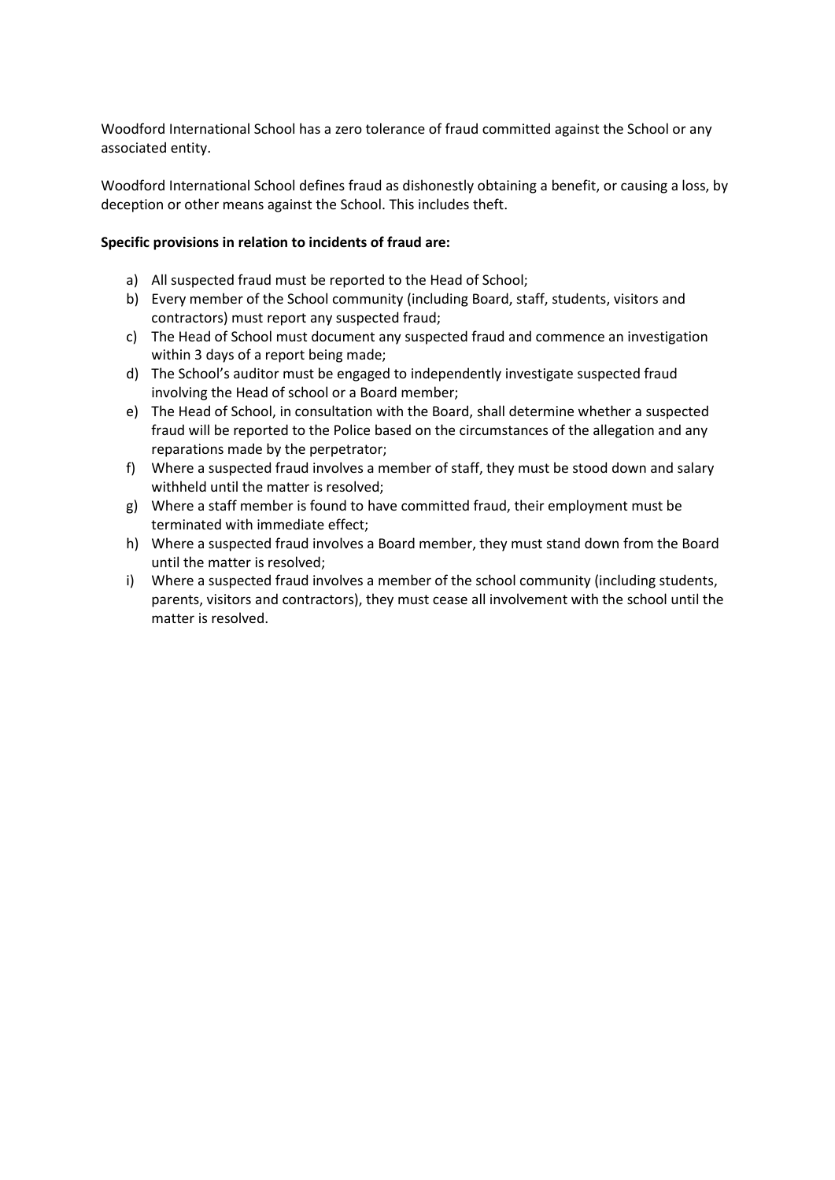Woodford International School has a zero tolerance of fraud committed against the School or any associated entity.

Woodford International School defines fraud as dishonestly obtaining a benefit, or causing a loss, by deception or other means against the School. This includes theft.

**Specific provisions in relation to incidents of fraud are:**

a) All suspected fraud must be reported to the Head of School;
b) Every member of the School community (including Board, staff, students, visitors and contractors) must report any suspected fraud;
c) The Head of School must document any suspected fraud and commence an investigation within 3 days of a report being made;
d) The School's auditor must be engaged to independently investigate suspected fraud involving the Head of school or a Board member;
e) The Head of School, in consultation with the Board, shall determine whether a suspected fraud will be reported to the Police based on the circumstances of the allegation and any reparations made by the perpetrator;
f) Where a suspected fraud involves a member of staff, they must be stood down and salary withheld until the matter is resolved;
g) Where a staff member is found to have committed fraud, their employment must be terminated with immediate effect;
h) Where a suspected fraud involves a Board member, they must stand down from the Board until the matter is resolved;
i) Where a suspected fraud involves a member of the school community (including students, parents, visitors and contractors), they must cease all involvement with the school until the matter is resolved.